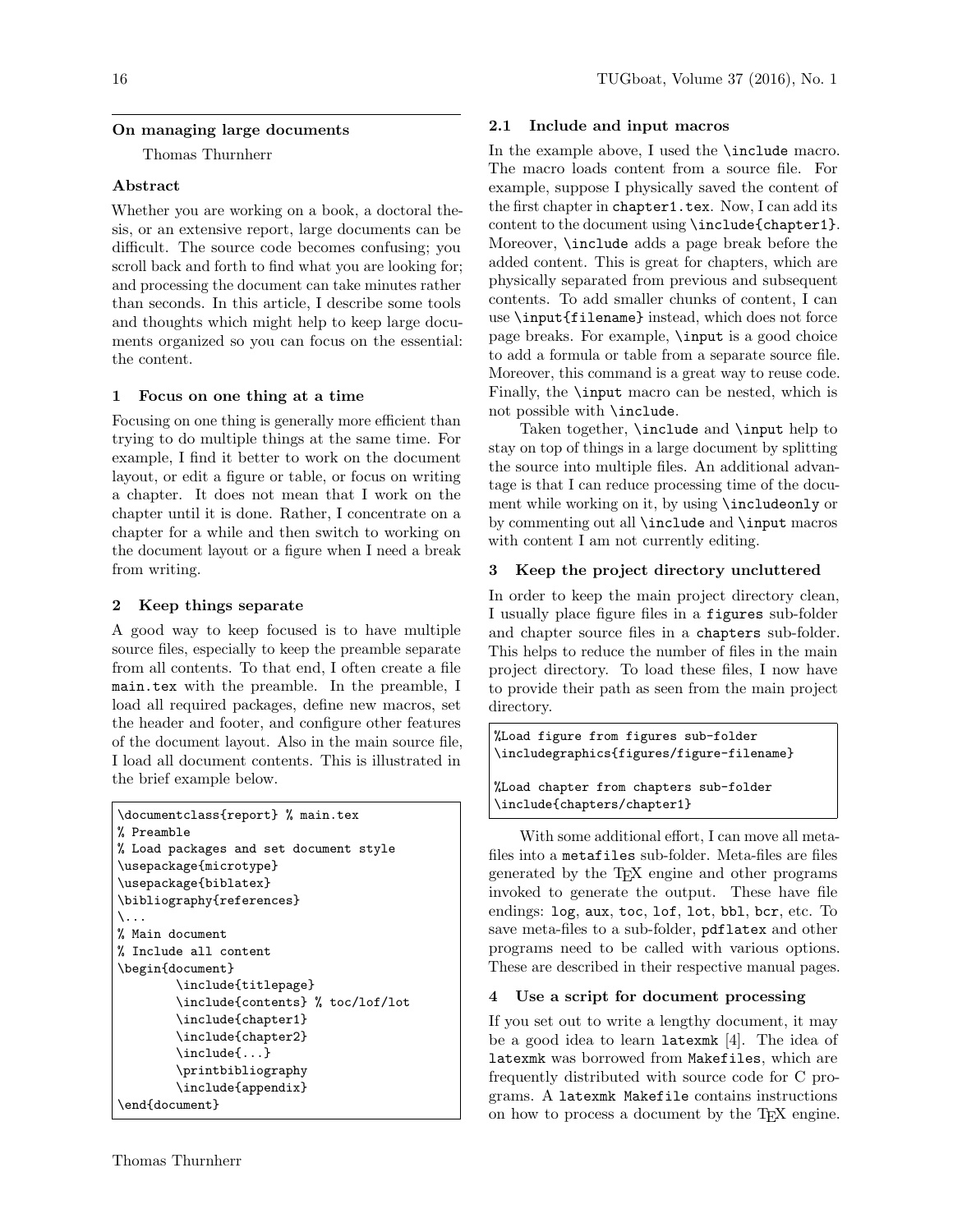# On managing large documents

Thomas Thurnherr

## Abstract

Whether you are working on a book, a doctoral thesis, or an extensive report, large documents can be difficult. The source code becomes confusing; you scroll back and forth to find what you are looking for; and processing the document can take minutes rather than seconds. In this article, I describe some tools and thoughts which might help to keep large documents organized so you can focus on the essential: the content.

## 1 Focus on one thing at a time

Focusing on one thing is generally more efficient than trying to do multiple things at the same time. For example, I find it better to work on the document layout, or edit a figure or table, or focus on writing a chapter. It does not mean that I work on the chapter until it is done. Rather, I concentrate on a chapter for a while and then switch to working on the document layout or a figure when I need a break from writing.

## 2 Keep things separate

A good way to keep focused is to have multiple source files, especially to keep the preamble separate from all contents. To that end, I often create a file `main.tex` with the preamble. In the preamble, I load all required packages, define new macros, set the header and footer, and configure other features of the document layout. Also in the main source file, I load all document contents. This is illustrated in the brief example below.

```
\documentclass{report} % main.tex
% Preamble
% Load packages and set document style
\usepackage{microtype}
\usepackage{biblatex}
\bibliography{references}
\...
% Main document
% Include all content
\begin{document}
        \include{titlepage}
        \include{contents} % toc/lof/lot
        \include{chapter1}
        \include{chapter2}
        \include{...}
        \printbibliography
        \include{appendix}
\end{document}
```

### 2.1 Include and input macros

In the example above, I used the `\include` macro. The macro loads content from a source file. For example, suppose I physically saved the content of the first chapter in `chapter1.tex`. Now, I can add its content to the document using `\include{chapter1}`. Moreover, `\include` adds a page break before the added content. This is great for chapters, which are physically separated from previous and subsequent contents. To add smaller chunks of content, I can use `\input{filename}` instead, which does not force page breaks. For example, `\input` is a good choice to add a formula or table from a separate source file. Moreover, this command is a great way to reuse code. Finally, the `\input` macro can be nested, which is not possible with `\include`.

Taken together, `\include` and `\input` help to stay on top of things in a large document by splitting the source into multiple files. An additional advantage is that I can reduce processing time of the document while working on it, by using `\includeonly` or by commenting out all `\include` and `\input` macros with content I am not currently editing.

## 3 Keep the project directory uncluttered

In order to keep the main project directory clean, I usually place figure files in a `figures` sub-folder and chapter source files in a `chapters` sub-folder. This helps to reduce the number of files in the main project directory. To load these files, I now have to provide their path as seen from the main project directory.

```
%Load figure from figures sub-folder
\includegraphics{figures/figure-filename}

%Load chapter from chapters sub-folder
\include{chapters/chapter1}
```

With some additional effort, I can move all metafiles into a `metafiles` sub-folder. Meta-files are files generated by the TeX engine and other programs invoked to generate the output. These have file endings: `log`, `aux`, `toc`, `lof`, `lot`, `bbl`, `bcr`, etc. To save meta-files to a sub-folder, `pdflatex` and other programs need to be called with various options. These are described in their respective manual pages.

## 4 Use a script for document processing

If you set out to write a lengthy document, it may be a good idea to learn `latexmk` [4]. The idea of `latexmk` was borrowed from `Makefiles`, which are frequently distributed with source code for C programs. A `latexmk Makefile` contains instructions on how to process a document by the TeX engine.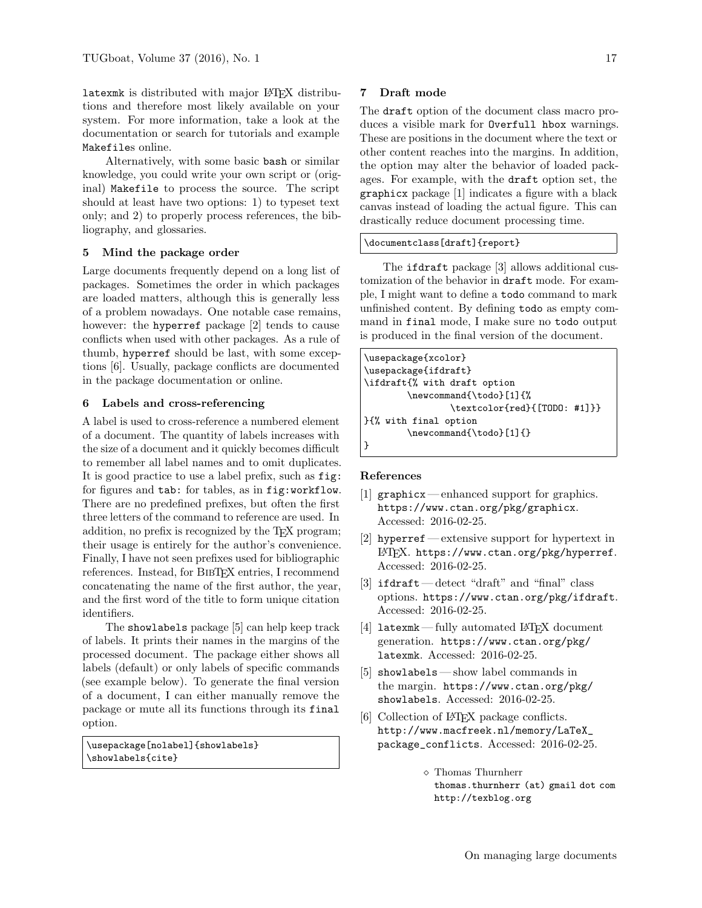latexmk is distributed with major LaTeX distributions and therefore most likely available on your system. For more information, take a look at the documentation or search for tutorials and example Makefiles online.

Alternatively, with some basic bash or similar knowledge, you could write your own script or (original) Makefile to process the source. The script should at least have two options: 1) to typeset text only; and 2) to properly process references, the bibliography, and glossaries.

## 5 Mind the package order

Large documents frequently depend on a long list of packages. Sometimes the order in which packages are loaded matters, although this is generally less of a problem nowadays. One notable case remains, however: the hyperref package [2] tends to cause conflicts when used with other packages. As a rule of thumb, hyperref should be last, with some exceptions [6]. Usually, package conflicts are documented in the package documentation or online.

## 6 Labels and cross-referencing

A label is used to cross-reference a numbered element of a document. The quantity of labels increases with the size of a document and it quickly becomes difficult to remember all label names and to omit duplicates. It is good practice to use a label prefix, such as fig: for figures and tab: for tables, as in fig:workflow. There are no predefined prefixes, but often the first three letters of the command to reference are used. In addition, no prefix is recognized by the TeX program; their usage is entirely for the author's convenience. Finally, I have not seen prefixes used for bibliographic references. Instead, for BibTeX entries, I recommend concatenating the name of the first author, the year, and the first word of the title to form unique citation identifiers.

The showlabels package [5] can help keep track of labels. It prints their names in the margins of the processed document. The package either shows all labels (default) or only labels of specific commands (see example below). To generate the final version of a document, I can either manually remove the package or mute all its functions through its final option.

```
\usepackage[nolabel]{showlabels}
\showlabels{cite}
```

## 7 Draft mode

The draft option of the document class macro produces a visible mark for Overfull hbox warnings. These are positions in the document where the text or other content reaches into the margins. In addition, the option may alter the behavior of loaded packages. For example, with the draft option set, the graphicx package [1] indicates a figure with a black canvas instead of loading the actual figure. This can drastically reduce document processing time.

```
\documentclass[draft]{report}
```

The ifdraft package [3] allows additional customization of the behavior in draft mode. For example, I might want to define a todo command to mark unfinished content. By defining todo as empty command in final mode, I make sure no todo output is produced in the final version of the document.

```
\usepackage{xcolor}
\usepackage{ifdraft}
\ifdraft{% with draft option
        \newcommand{\todo}[1]{%
                \textcolor{red}{[TODO: #1]}}
}{% with final option
        \newcommand{\todo}[1]{}
}
```

### References

[1] graphicx — enhanced support for graphics. https://www.ctan.org/pkg/graphicx. Accessed: 2016-02-25.

[2] hyperref — extensive support for hypertext in LaTeX. https://www.ctan.org/pkg/hyperref. Accessed: 2016-02-25.

[3] ifdraft — detect "draft" and "final" class options. https://www.ctan.org/pkg/ifdraft. Accessed: 2016-02-25.

[4] latexmk — fully automated LaTeX document generation. https://www.ctan.org/pkg/latexmk. Accessed: 2016-02-25.

[5] showlabels — show label commands in the margin. https://www.ctan.org/pkg/showlabels. Accessed: 2016-02-25.

[6] Collection of LaTeX package conflicts. http://www.macfreek.nl/memory/LaTeX_package_conflicts. Accessed: 2016-02-25.

◇ Thomas Thurnherr
thomas.thurnherr (at) gmail dot com
http://texblog.org